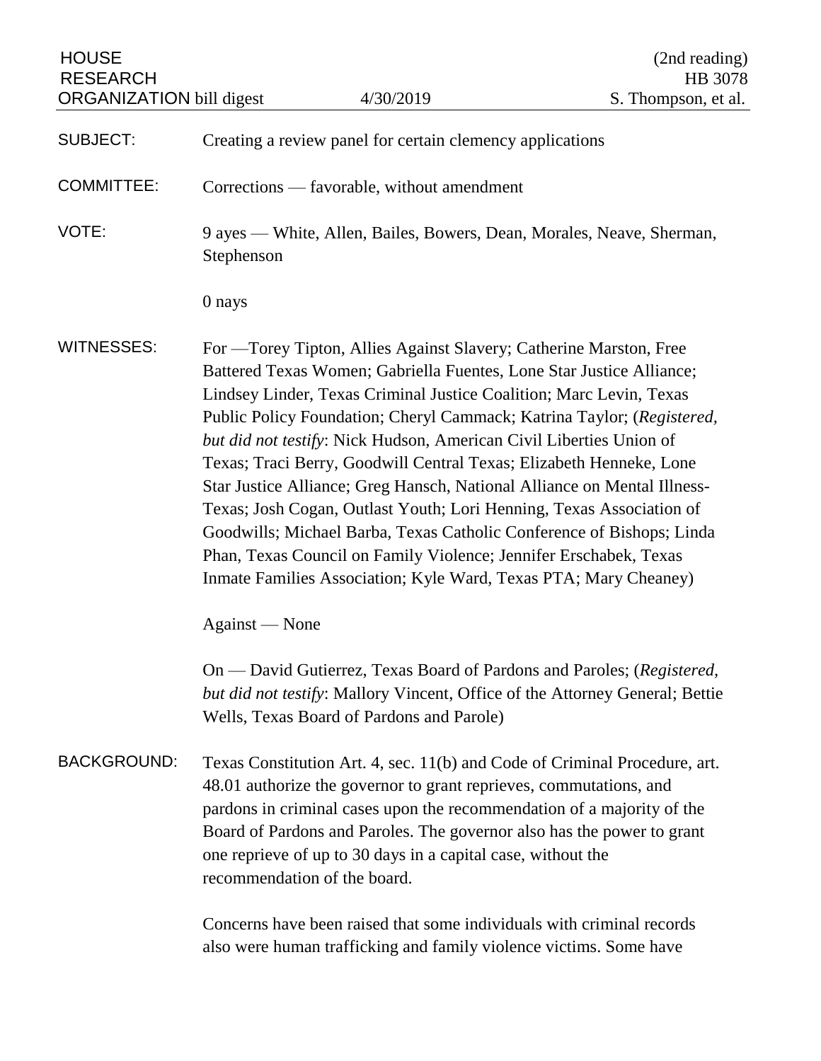HOUSE RESEARCH ORGANIZATION bill digest | 4/30/2019 | (2nd reading) HB 3078 S. Thompson, et al.

SUBJECT: Creating a review panel for certain clemency applications

COMMITTEE: Corrections — favorable, without amendment

VOTE: 9 ayes — White, Allen, Bailes, Bowers, Dean, Morales, Neave, Sherman, Stephenson

0 nays

WITNESSES: For —Torey Tipton, Allies Against Slavery; Catherine Marston, Free Battered Texas Women; Gabriella Fuentes, Lone Star Justice Alliance; Lindsey Linder, Texas Criminal Justice Coalition; Marc Levin, Texas Public Policy Foundation; Cheryl Cammack; Katrina Taylor; (*Registered, but did not testify*: Nick Hudson, American Civil Liberties Union of Texas; Traci Berry, Goodwill Central Texas; Elizabeth Henneke, Lone Star Justice Alliance; Greg Hansch, National Alliance on Mental Illness-Texas; Josh Cogan, Outlast Youth; Lori Henning, Texas Association of Goodwills; Michael Barba, Texas Catholic Conference of Bishops; Linda Phan, Texas Council on Family Violence; Jennifer Erschabek, Texas Inmate Families Association; Kyle Ward, Texas PTA; Mary Cheaney)

Against — None

On — David Gutierrez, Texas Board of Pardons and Paroles; (*Registered, but did not testify*: Mallory Vincent, Office of the Attorney General; Bettie Wells, Texas Board of Pardons and Parole)

BACKGROUND: Texas Constitution Art. 4, sec. 11(b) and Code of Criminal Procedure, art. 48.01 authorize the governor to grant reprieves, commutations, and pardons in criminal cases upon the recommendation of a majority of the Board of Pardons and Paroles. The governor also has the power to grant one reprieve of up to 30 days in a capital case, without the recommendation of the board.

Concerns have been raised that some individuals with criminal records also were human trafficking and family violence victims. Some have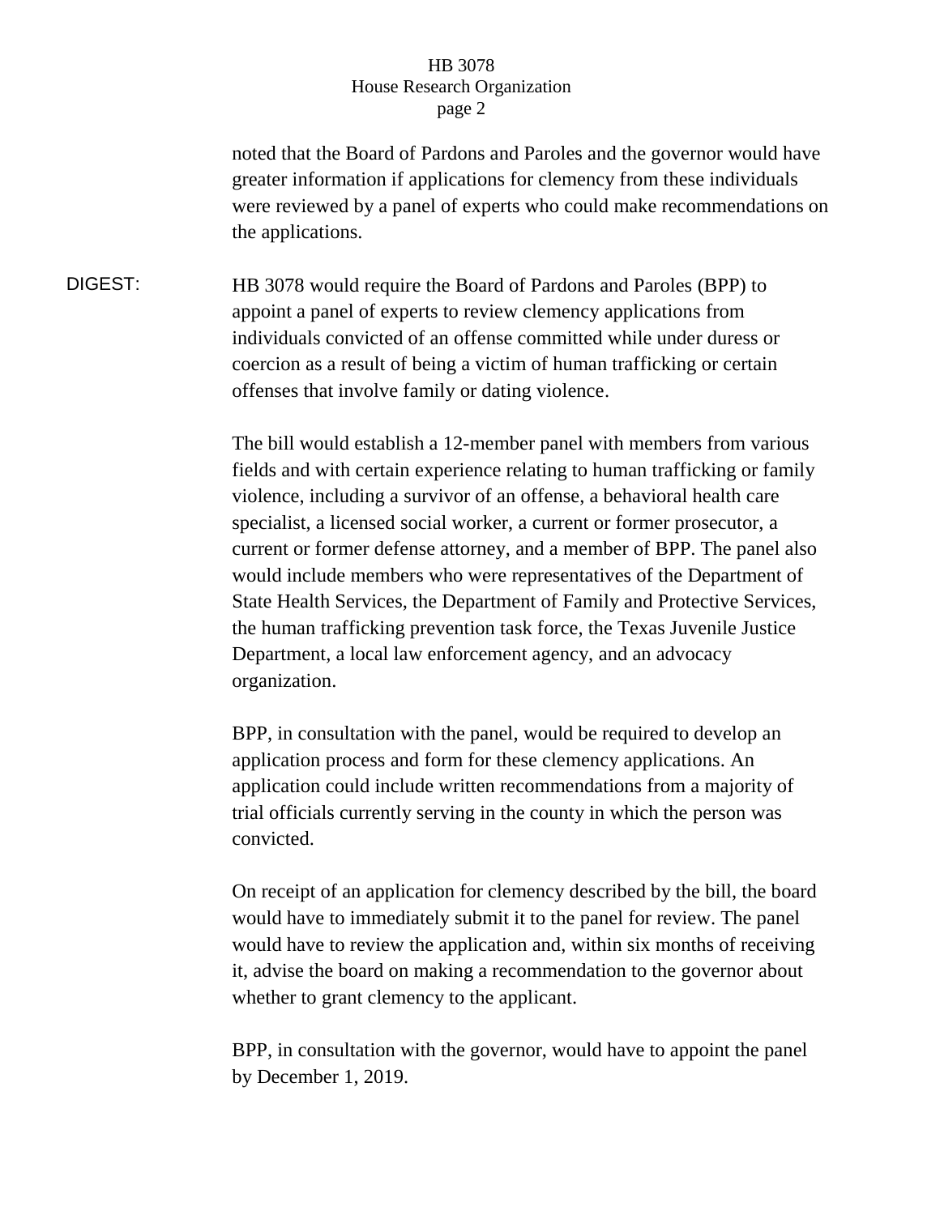noted that the Board of Pardons and Paroles and the governor would have greater information if applications for clemency from these individuals were reviewed by a panel of experts who could make recommendations on the applications.

**DIGEST:**

HB 3078 would require the Board of Pardons and Paroles (BPP) to appoint a panel of experts to review clemency applications from individuals convicted of an offense committed while under duress or coercion as a result of being a victim of human trafficking or certain offenses that involve family or dating violence.

The bill would establish a 12-member panel with members from various fields and with certain experience relating to human trafficking or family violence, including a survivor of an offense, a behavioral health care specialist, a licensed social worker, a current or former prosecutor, a current or former defense attorney, and a member of BPP. The panel also would include members who were representatives of the Department of State Health Services, the Department of Family and Protective Services, the human trafficking prevention task force, the Texas Juvenile Justice Department, a local law enforcement agency, and an advocacy organization.

BPP, in consultation with the panel, would be required to develop an application process and form for these clemency applications. An application could include written recommendations from a majority of trial officials currently serving in the county in which the person was convicted.

On receipt of an application for clemency described by the bill, the board would have to immediately submit it to the panel for review. The panel would have to review the application and, within six months of receiving it, advise the board on making a recommendation to the governor about whether to grant clemency to the applicant.

BPP, in consultation with the governor, would have to appoint the panel by December 1, 2019.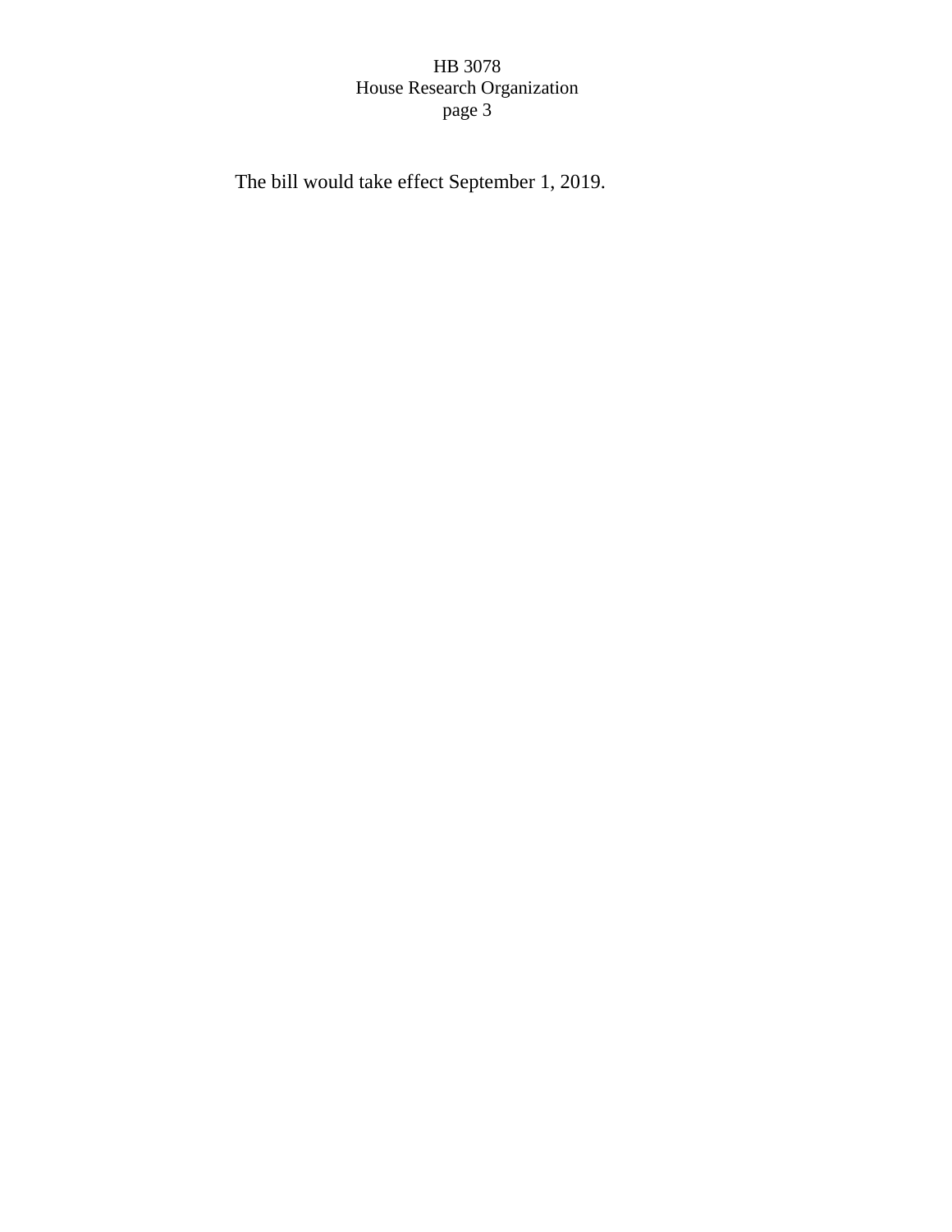The bill would take effect September 1, 2019.